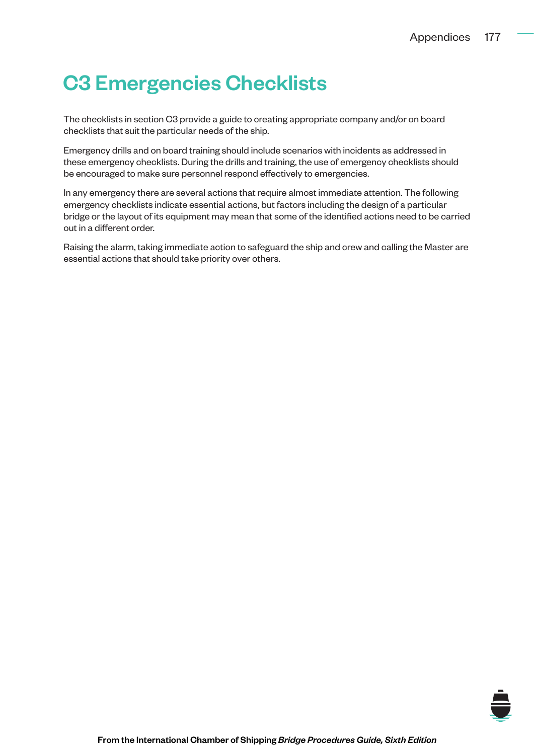# C3 Emergencies Checklists

The checklists in section C3 provide a guide to creating appropriate company and/or on board checklists that suit the particular needs of the ship.

Emergency drills and on board training should include scenarios with incidents as addressed in these emergency checklists. During the drills and training, the use of emergency checklists should be encouraged to make sure personnel respond effectively to emergencies.

In any emergency there are several actions that require almost immediate attention. The following emergency checklists indicate essential actions, but factors including the design of a particular bridge or the layout of its equipment may mean that some of the identified actions need to be carried out in a different order.

Raising the alarm, taking immediate action to safeguard the ship and crew and calling the Master are essential actions that should take priority over others.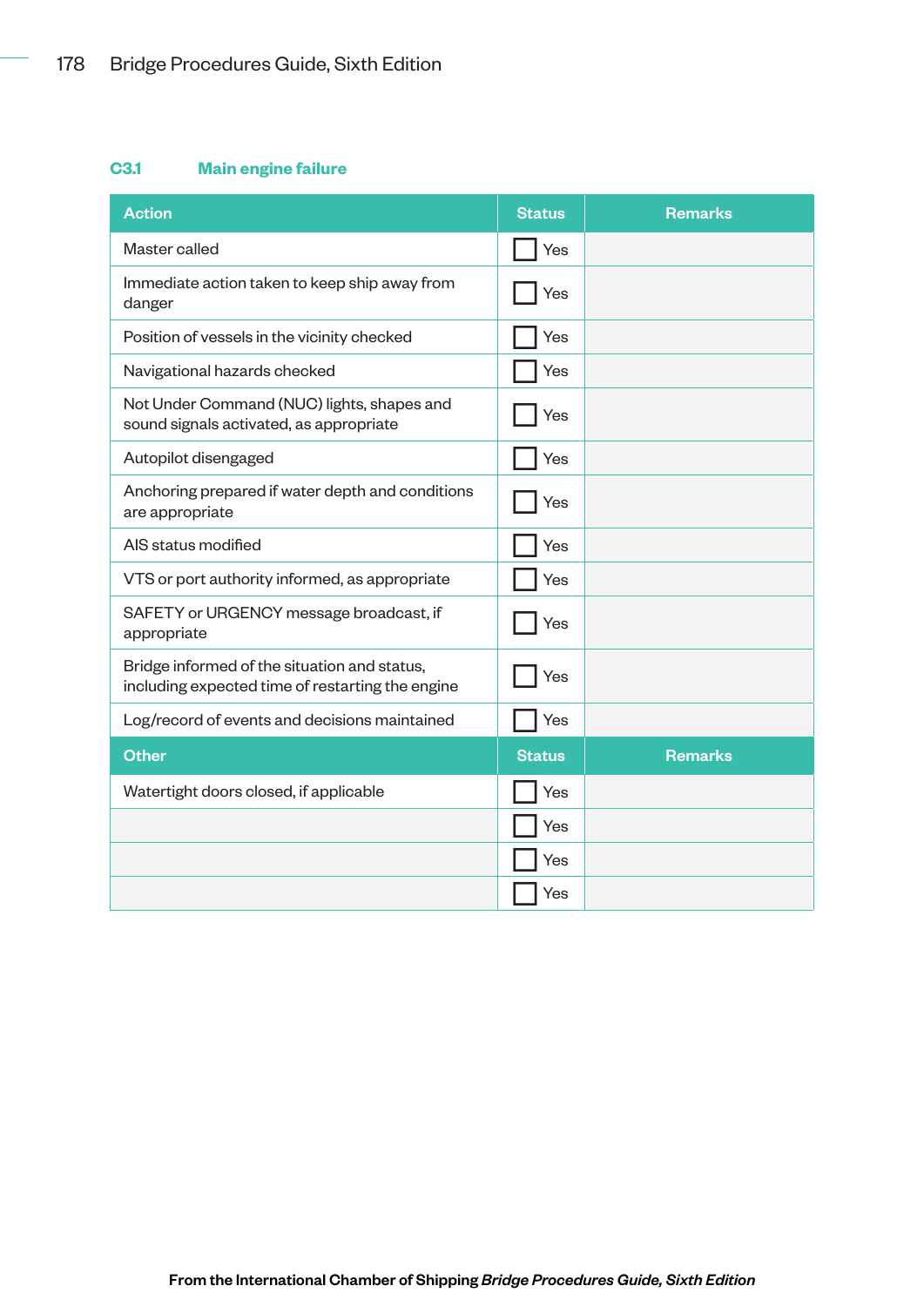### C3.1 Main engine failure

| Action | Status | Remarks |
|---|---|---|
| Master called | ☐ Yes | |
| Immediate action taken to keep ship away from danger | ☐ Yes | |
| Position of vessels in the vicinity checked | ☐ Yes | |
| Navigational hazards checked | ☐ Yes | |
| Not Under Command (NUC) lights, shapes and sound signals activated, as appropriate | ☐ Yes | |
| Autopilot disengaged | ☐ Yes | |
| Anchoring prepared if water depth and conditions are appropriate | ☐ Yes | |
| AIS status modified | ☐ Yes | |
| VTS or port authority informed, as appropriate | ☐ Yes | |
| SAFETY or URGENCY message broadcast, if appropriate | ☐ Yes | |
| Bridge informed of the situation and status, including expected time of restarting the engine | ☐ Yes | |
| Log/record of events and decisions maintained | ☐ Yes | |
| **Other** | **Status** | **Remarks** |
| Watertight doors closed, if applicable | ☐ Yes | |
| | ☐ Yes | |
| | ☐ Yes | |
| | ☐ Yes | |

From the International Chamber of Shipping *Bridge Procedures Guide, Sixth Edition*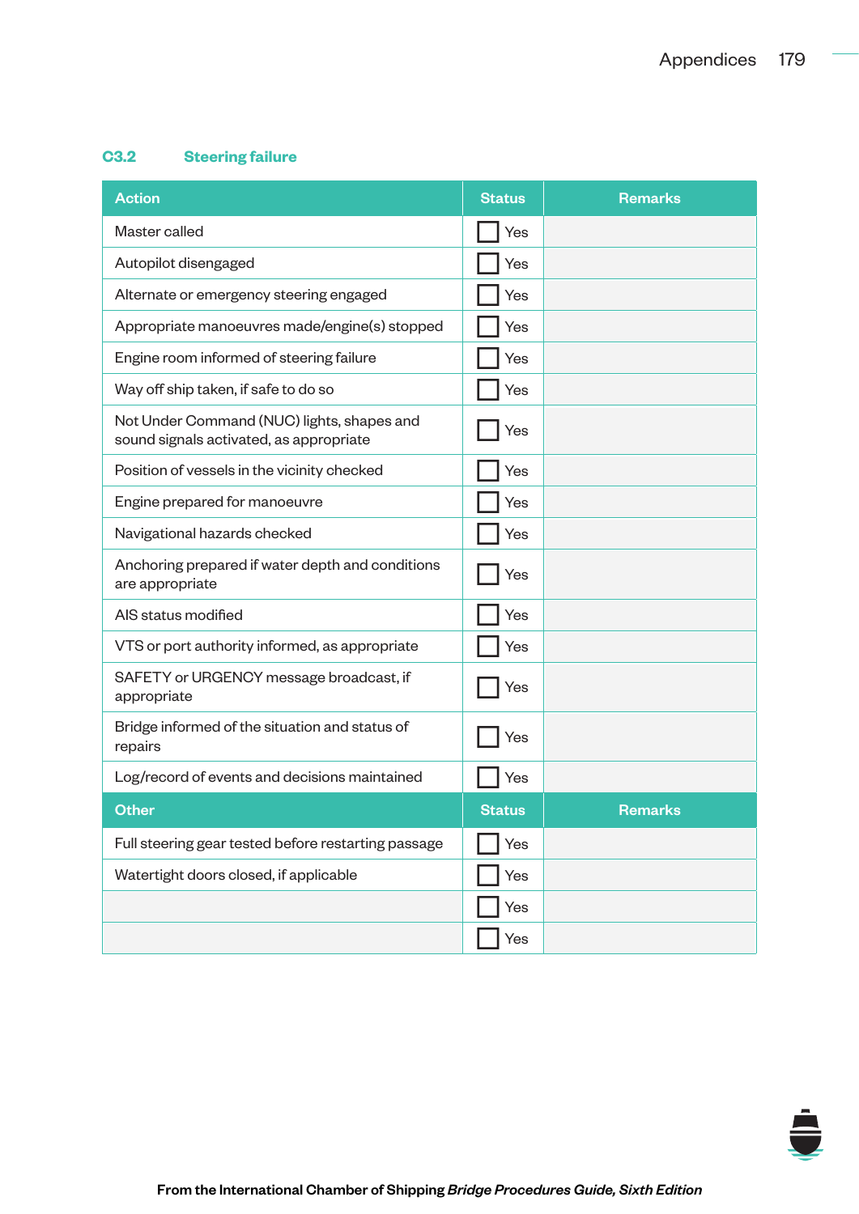## C3.2 Steering failure

| Action | Status | Remarks |
| --- | --- | --- |
| Master called | ☐ Yes | |
| Autopilot disengaged | ☐ Yes | |
| Alternate or emergency steering engaged | ☐ Yes | |
| Appropriate manoeuvres made/engine(s) stopped | ☐ Yes | |
| Engine room informed of steering failure | ☐ Yes | |
| Way off ship taken, if safe to do so | ☐ Yes | |
| Not Under Command (NUC) lights, shapes and sound signals activated, as appropriate | ☐ Yes | |
| Position of vessels in the vicinity checked | ☐ Yes | |
| Engine prepared for manoeuvre | ☐ Yes | |
| Navigational hazards checked | ☐ Yes | |
| Anchoring prepared if water depth and conditions are appropriate | ☐ Yes | |
| AIS status modified | ☐ Yes | |
| VTS or port authority informed, as appropriate | ☐ Yes | |
| SAFETY or URGENCY message broadcast, if appropriate | ☐ Yes | |
| Bridge informed of the situation and status of repairs | ☐ Yes | |
| Log/record of events and decisions maintained | ☐ Yes | |
| **Other** | **Status** | **Remarks** |
| Full steering gear tested before restarting passage | ☐ Yes | |
| Watertight doors closed, if applicable | ☐ Yes | |
| | ☐ Yes | |
| | ☐ Yes | |

**From the International Chamber of Shipping *Bridge Procedures Guide, Sixth Edition***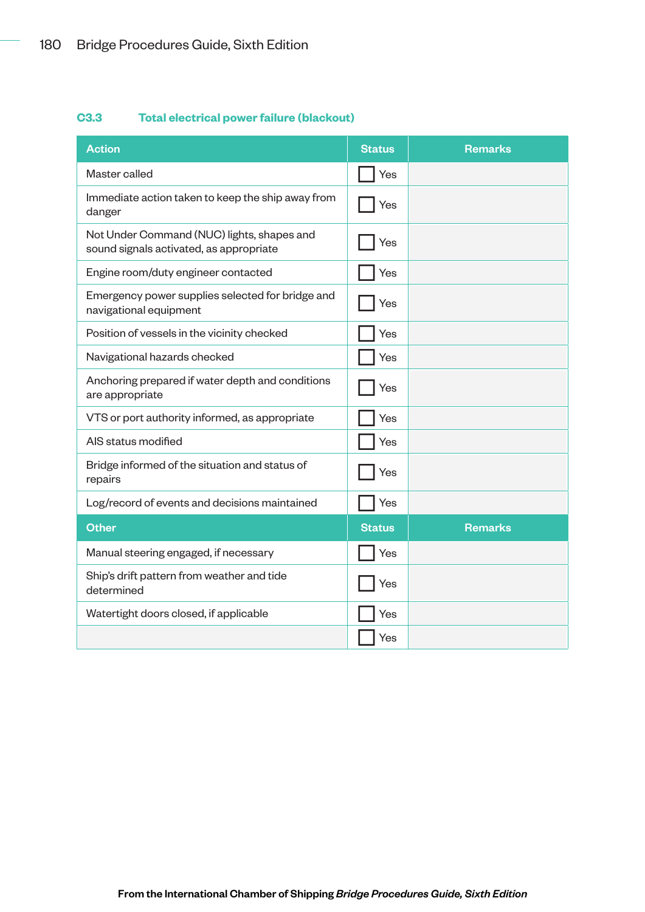### C3.3 Total electrical power failure (blackout)

| Action | Status | Remarks |
|---|---|---|
| Master called | ☐ Yes | |
| Immediate action taken to keep the ship away from danger | ☐ Yes | |
| Not Under Command (NUC) lights, shapes and sound signals activated, as appropriate | ☐ Yes | |
| Engine room/duty engineer contacted | ☐ Yes | |
| Emergency power supplies selected for bridge and navigational equipment | ☐ Yes | |
| Position of vessels in the vicinity checked | ☐ Yes | |
| Navigational hazards checked | ☐ Yes | |
| Anchoring prepared if water depth and conditions are appropriate | ☐ Yes | |
| VTS or port authority informed, as appropriate | ☐ Yes | |
| AIS status modified | ☐ Yes | |
| Bridge informed of the situation and status of repairs | ☐ Yes | |
| Log/record of events and decisions maintained | ☐ Yes | |
| **Other** | **Status** | **Remarks** |
| Manual steering engaged, if necessary | ☐ Yes | |
| Ship's drift pattern from weather and tide determined | ☐ Yes | |
| Watertight doors closed, if applicable | ☐ Yes | |
| | ☐ Yes | |

From the International Chamber of Shipping *Bridge Procedures Guide, Sixth Edition*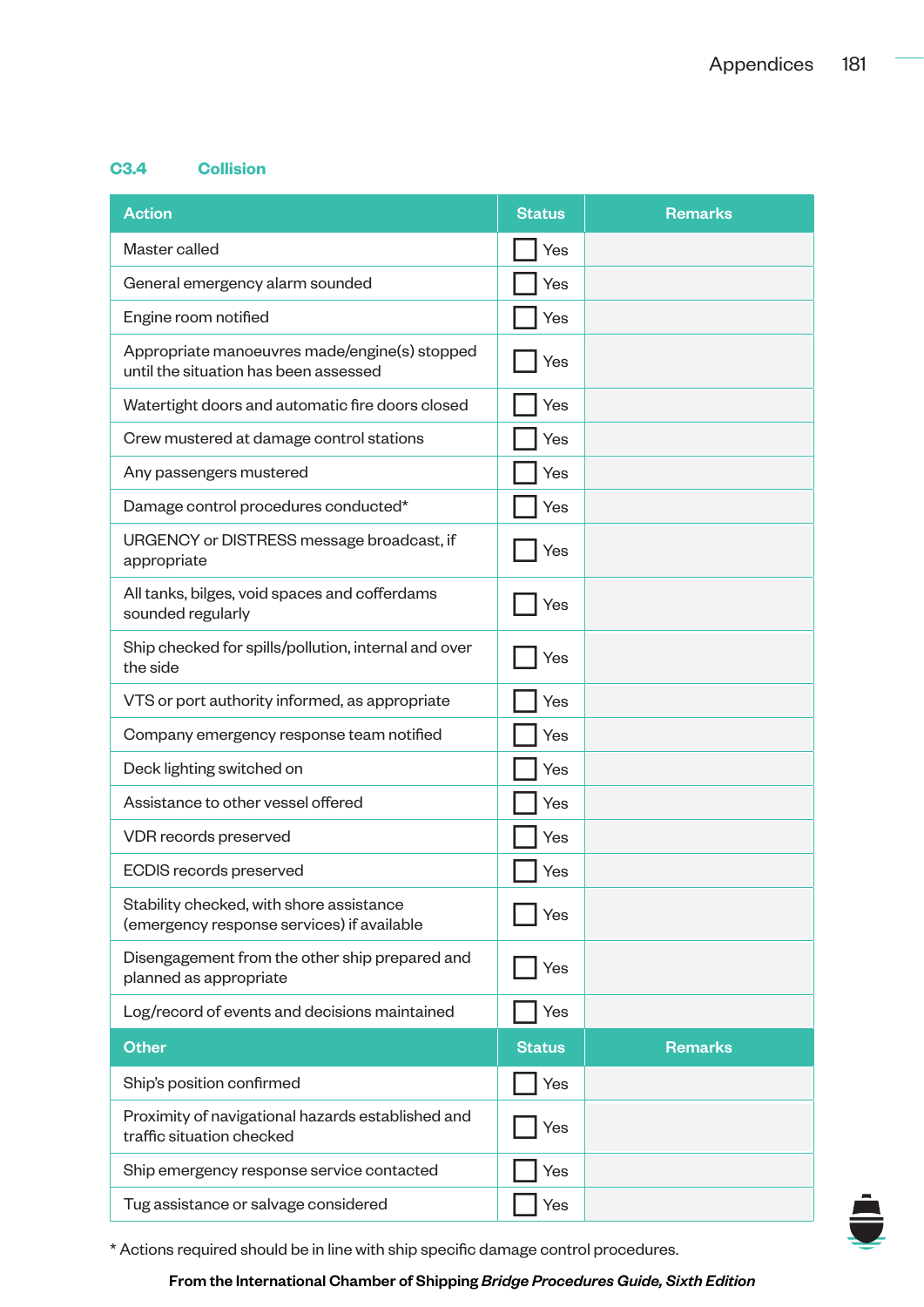## C3.4 Collision

| Action | Status | Remarks |
|---|---|---|
| Master called | ☐ Yes | |
| General emergency alarm sounded | ☐ Yes | |
| Engine room notified | ☐ Yes | |
| Appropriate manoeuvres made/engine(s) stopped until the situation has been assessed | ☐ Yes | |
| Watertight doors and automatic fire doors closed | ☐ Yes | |
| Crew mustered at damage control stations | ☐ Yes | |
| Any passengers mustered | ☐ Yes | |
| Damage control procedures conducted* | ☐ Yes | |
| URGENCY or DISTRESS message broadcast, if appropriate | ☐ Yes | |
| All tanks, bilges, void spaces and cofferdams sounded regularly | ☐ Yes | |
| Ship checked for spills/pollution, internal and over the side | ☐ Yes | |
| VTS or port authority informed, as appropriate | ☐ Yes | |
| Company emergency response team notified | ☐ Yes | |
| Deck lighting switched on | ☐ Yes | |
| Assistance to other vessel offered | ☐ Yes | |
| VDR records preserved | ☐ Yes | |
| ECDIS records preserved | ☐ Yes | |
| Stability checked, with shore assistance (emergency response services) if available | ☐ Yes | |
| Disengagement from the other ship prepared and planned as appropriate | ☐ Yes | |
| Log/record of events and decisions maintained | ☐ Yes | |
| **Other** | **Status** | **Remarks** |
| Ship's position confirmed | ☐ Yes | |
| Proximity of navigational hazards established and traffic situation checked | ☐ Yes | |
| Ship emergency response service contacted | ☐ Yes | |
| Tug assistance or salvage considered | ☐ Yes | |

* Actions required should be in line with ship specific damage control procedures.

**From the International Chamber of Shipping *Bridge Procedures Guide, Sixth Edition***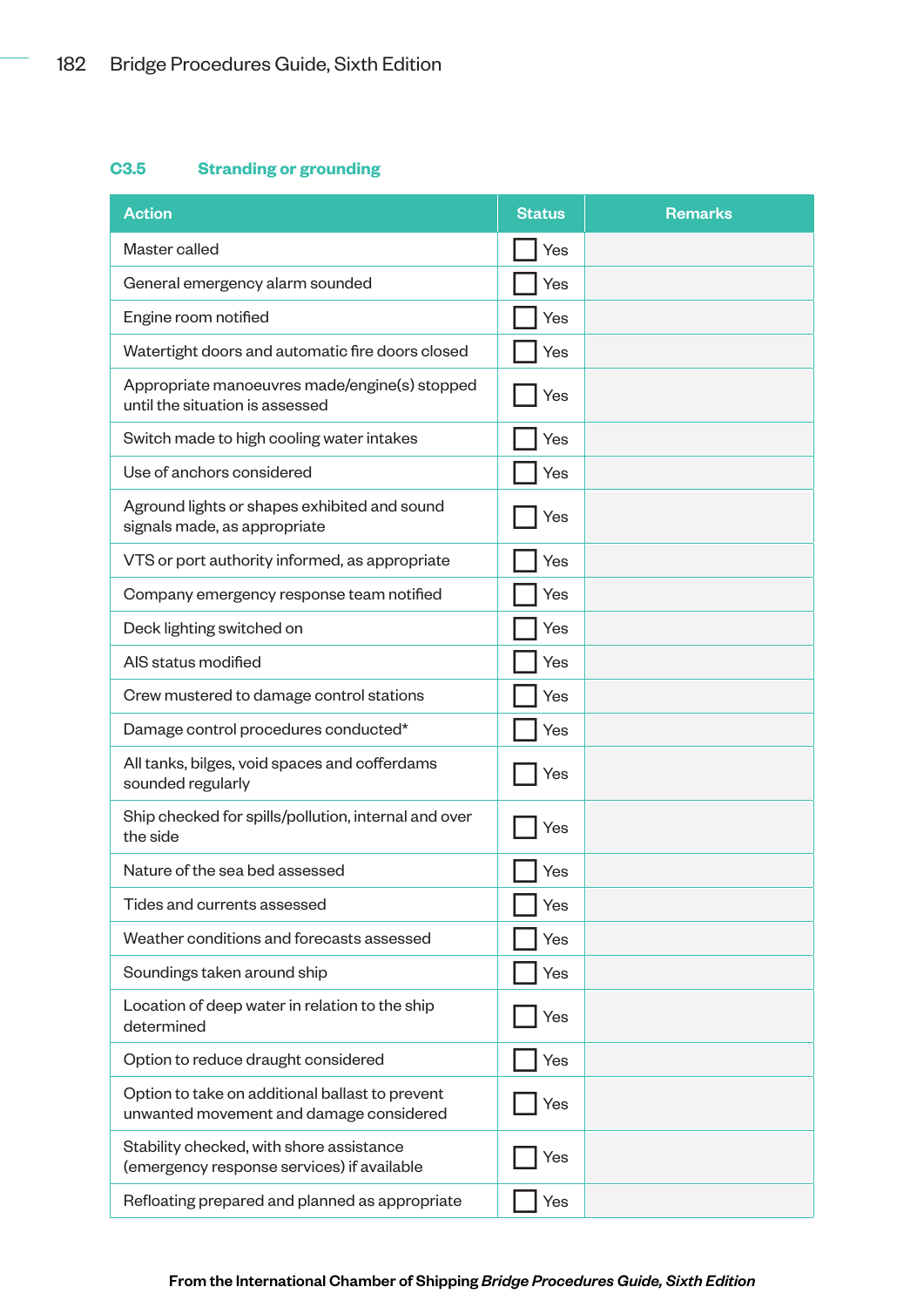### C3.5 Stranding or grounding

| Action | Status | Remarks |
|---|---|---|
| Master called | ☐ Yes | |
| General emergency alarm sounded | ☐ Yes | |
| Engine room notified | ☐ Yes | |
| Watertight doors and automatic fire doors closed | ☐ Yes | |
| Appropriate manoeuvres made/engine(s) stopped until the situation is assessed | ☐ Yes | |
| Switch made to high cooling water intakes | ☐ Yes | |
| Use of anchors considered | ☐ Yes | |
| Aground lights or shapes exhibited and sound signals made, as appropriate | ☐ Yes | |
| VTS or port authority informed, as appropriate | ☐ Yes | |
| Company emergency response team notified | ☐ Yes | |
| Deck lighting switched on | ☐ Yes | |
| AIS status modified | ☐ Yes | |
| Crew mustered to damage control stations | ☐ Yes | |
| Damage control procedures conducted* | ☐ Yes | |
| All tanks, bilges, void spaces and cofferdams sounded regularly | ☐ Yes | |
| Ship checked for spills/pollution, internal and over the side | ☐ Yes | |
| Nature of the sea bed assessed | ☐ Yes | |
| Tides and currents assessed | ☐ Yes | |
| Weather conditions and forecasts assessed | ☐ Yes | |
| Soundings taken around ship | ☐ Yes | |
| Location of deep water in relation to the ship determined | ☐ Yes | |
| Option to reduce draught considered | ☐ Yes | |
| Option to take on additional ballast to prevent unwanted movement and damage considered | ☐ Yes | |
| Stability checked, with shore assistance (emergency response services) if available | ☐ Yes | |
| Refloating prepared and planned as appropriate | ☐ Yes | |

**From the International Chamber of Shipping *Bridge Procedures Guide, Sixth Edition***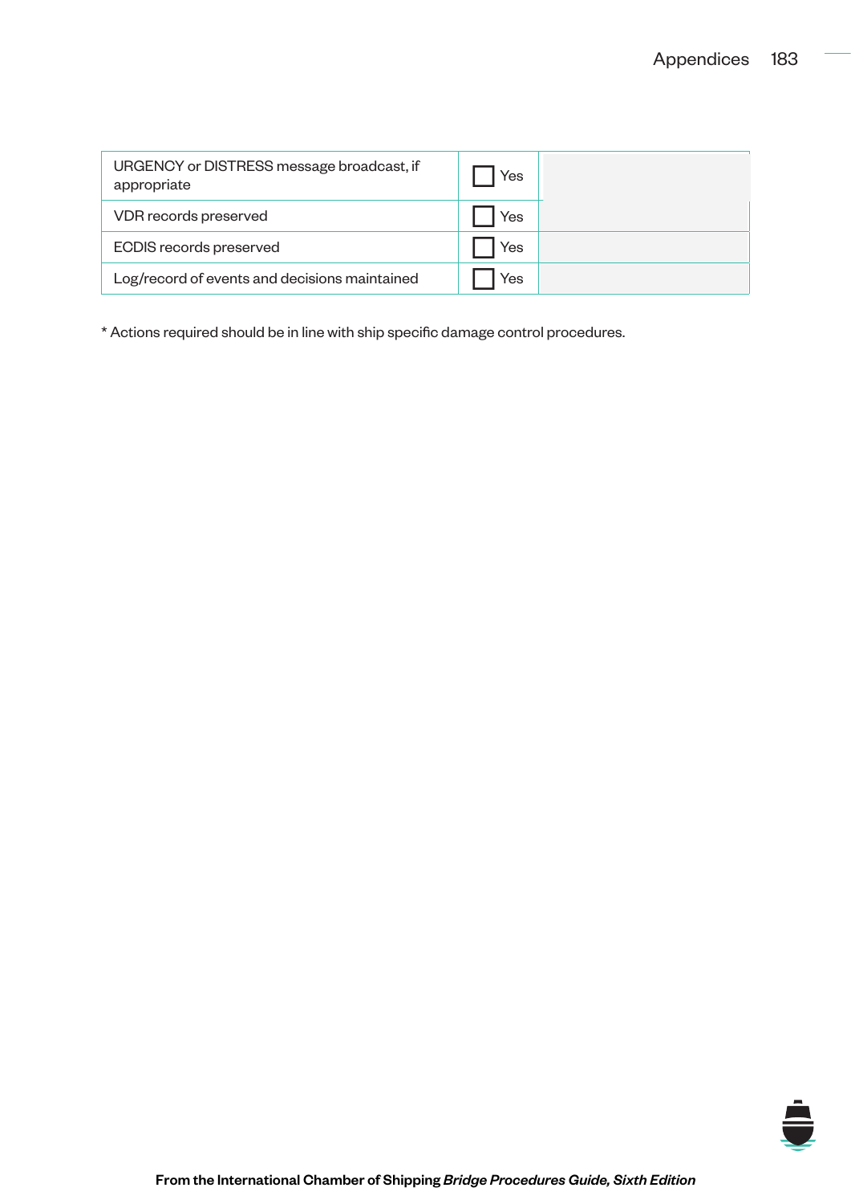| | | |
|---|---|---|
| URGENCY or DISTRESS message broadcast, if appropriate | ☐ Yes | |
| VDR records preserved | ☐ Yes | |
| ECDIS records preserved | ☐ Yes | |
| Log/record of events and decisions maintained | ☐ Yes | |

* Actions required should be in line with ship specific damage control procedures.

From the International Chamber of Shipping *Bridge Procedures Guide, Sixth Edition*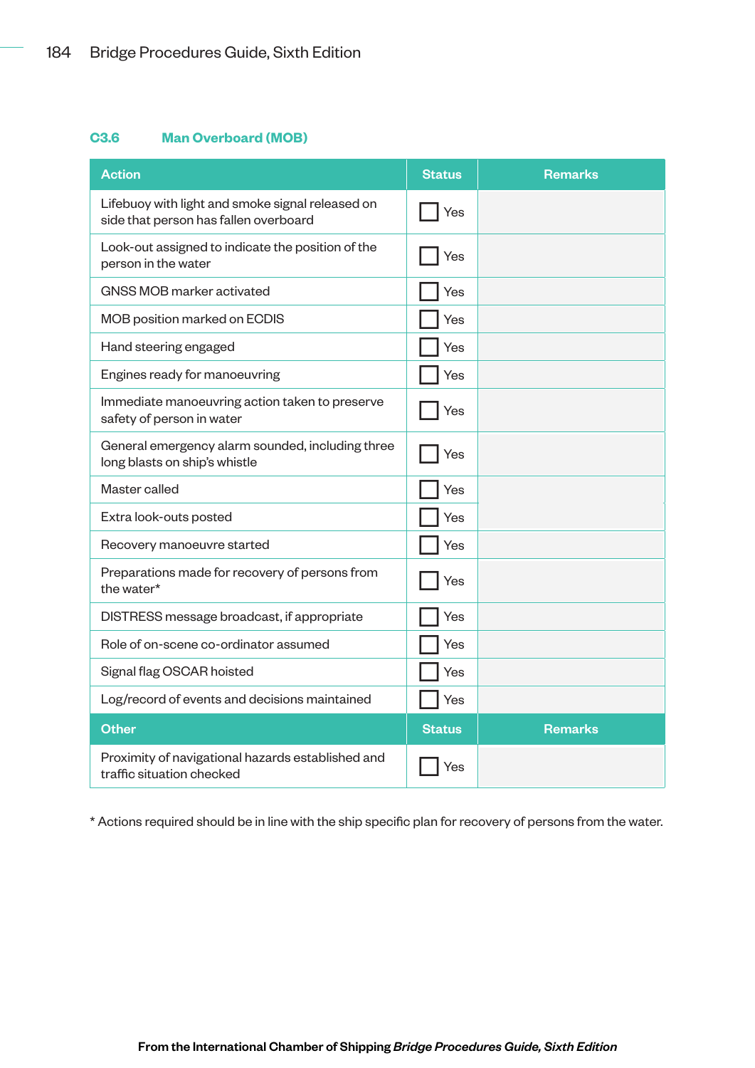## C3.6 Man Overboard (MOB)

| Action | Status | Remarks |
|---|---|---|
| Lifebuoy with light and smoke signal released on side that person has fallen overboard | ☐ Yes | |
| Look-out assigned to indicate the position of the person in the water | ☐ Yes | |
| GNSS MOB marker activated | ☐ Yes | |
| MOB position marked on ECDIS | ☐ Yes | |
| Hand steering engaged | ☐ Yes | |
| Engines ready for manoeuvring | ☐ Yes | |
| Immediate manoeuvring action taken to preserve safety of person in water | ☐ Yes | |
| General emergency alarm sounded, including three long blasts on ship's whistle | ☐ Yes | |
| Master called | ☐ Yes | |
| Extra look-outs posted | ☐ Yes | |
| Recovery manoeuvre started | ☐ Yes | |
| Preparations made for recovery of persons from the water* | ☐ Yes | |
| DISTRESS message broadcast, if appropriate | ☐ Yes | |
| Role of on-scene co-ordinator assumed | ☐ Yes | |
| Signal flag OSCAR hoisted | ☐ Yes | |
| Log/record of events and decisions maintained | ☐ Yes | |
| **Other** | **Status** | **Remarks** |
| Proximity of navigational hazards established and traffic situation checked | ☐ Yes | |

* Actions required should be in line with the ship specific plan for recovery of persons from the water.

From the International Chamber of Shipping *Bridge Procedures Guide, Sixth Edition*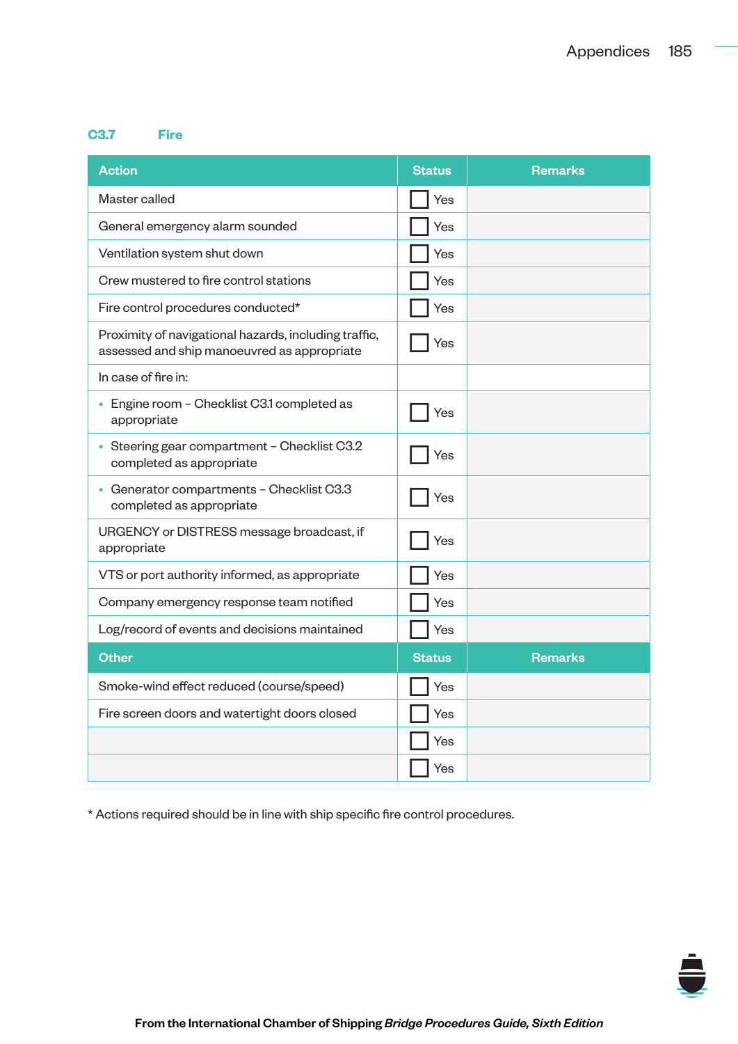## C3.7 Fire

| Action | Status | Remarks |
|---|---|---|
| Master called | ☐ Yes | |
| General emergency alarm sounded | ☐ Yes | |
| Ventilation system shut down | ☐ Yes | |
| Crew mustered to fire control stations | ☐ Yes | |
| Fire control procedures conducted* | ☐ Yes | |
| Proximity of navigational hazards, including traffic, assessed and ship manoeuvred as appropriate | ☐ Yes | |
| In case of fire in: | | |
| • Engine room – Checklist C3.1 completed as appropriate | ☐ Yes | |
| • Steering gear compartment – Checklist C3.2 completed as appropriate | ☐ Yes | |
| • Generator compartments – Checklist C3.3 completed as appropriate | ☐ Yes | |
| URGENCY or DISTRESS message broadcast, if appropriate | ☐ Yes | |
| VTS or port authority informed, as appropriate | ☐ Yes | |
| Company emergency response team notified | ☐ Yes | |
| Log/record of events and decisions maintained | ☐ Yes | |
| **Other** | **Status** | **Remarks** |
| Smoke-wind effect reduced (course/speed) | ☐ Yes | |
| Fire screen doors and watertight doors closed | ☐ Yes | |
| | ☐ Yes | |
| | ☐ Yes | |

* Actions required should be in line with ship specific fire control procedures.

From the International Chamber of Shipping *Bridge Procedures Guide, Sixth Edition*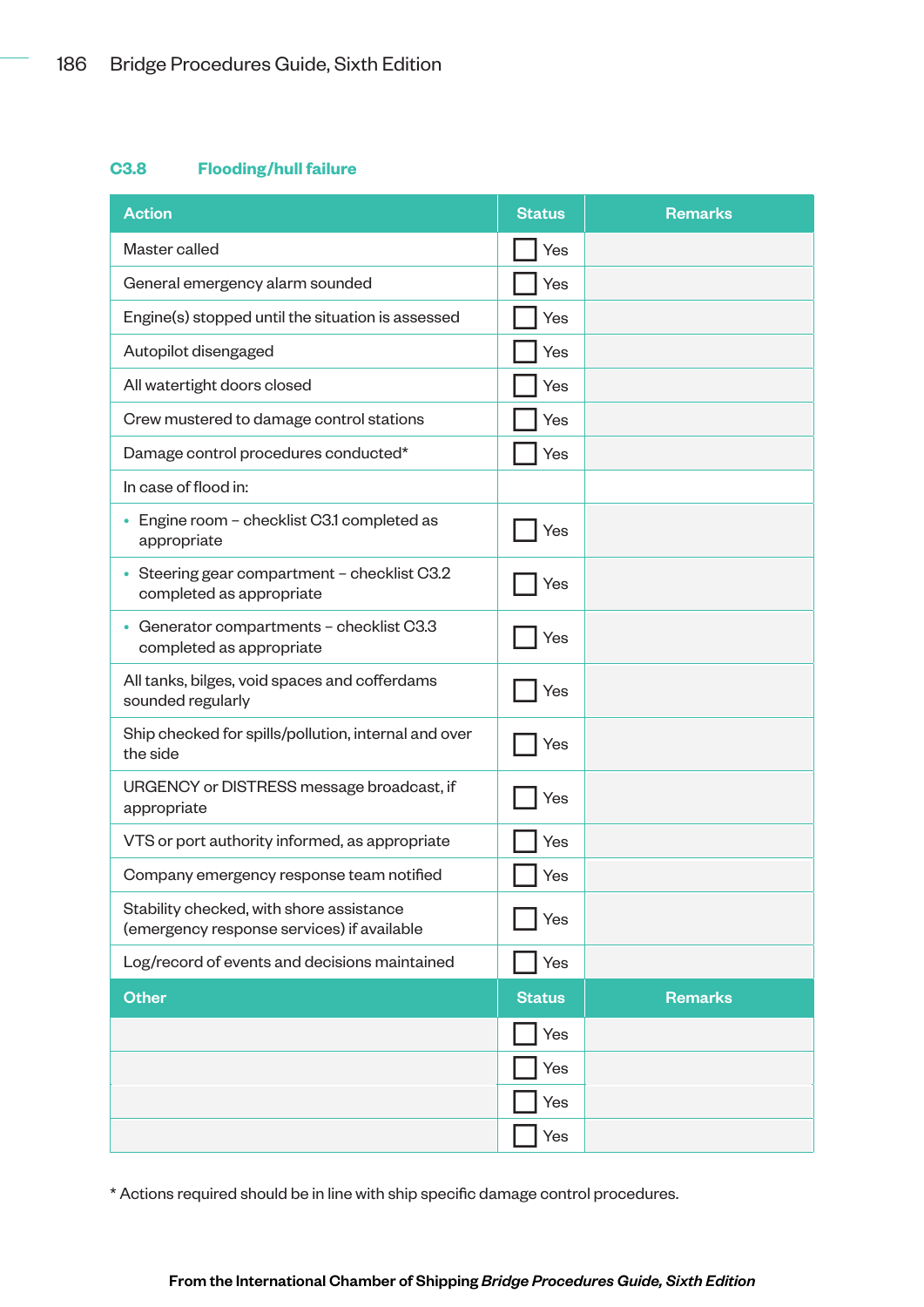### C3.8 Flooding/hull failure

| Action | Status | Remarks |
|---|---|---|
| Master called | ☐ Yes | |
| General emergency alarm sounded | ☐ Yes | |
| Engine(s) stopped until the situation is assessed | ☐ Yes | |
| Autopilot disengaged | ☐ Yes | |
| All watertight doors closed | ☐ Yes | |
| Crew mustered to damage control stations | ☐ Yes | |
| Damage control procedures conducted* | ☐ Yes | |
| In case of flood in: | | |
| • Engine room – checklist C3.1 completed as appropriate | ☐ Yes | |
| • Steering gear compartment – checklist C3.2 completed as appropriate | ☐ Yes | |
| • Generator compartments – checklist C3.3 completed as appropriate | ☐ Yes | |
| All tanks, bilges, void spaces and cofferdams sounded regularly | ☐ Yes | |
| Ship checked for spills/pollution, internal and over the side | ☐ Yes | |
| URGENCY or DISTRESS message broadcast, if appropriate | ☐ Yes | |
| VTS or port authority informed, as appropriate | ☐ Yes | |
| Company emergency response team notified | ☐ Yes | |
| Stability checked, with shore assistance (emergency response services) if available | ☐ Yes | |
| Log/record of events and decisions maintained | ☐ Yes | |
| **Other** | **Status** | **Remarks** |
| | ☐ Yes | |
| | ☐ Yes | |
| | ☐ Yes | |
| | ☐ Yes | |

* Actions required should be in line with ship specific damage control procedures.

**From the International Chamber of Shipping *Bridge Procedures Guide, Sixth Edition***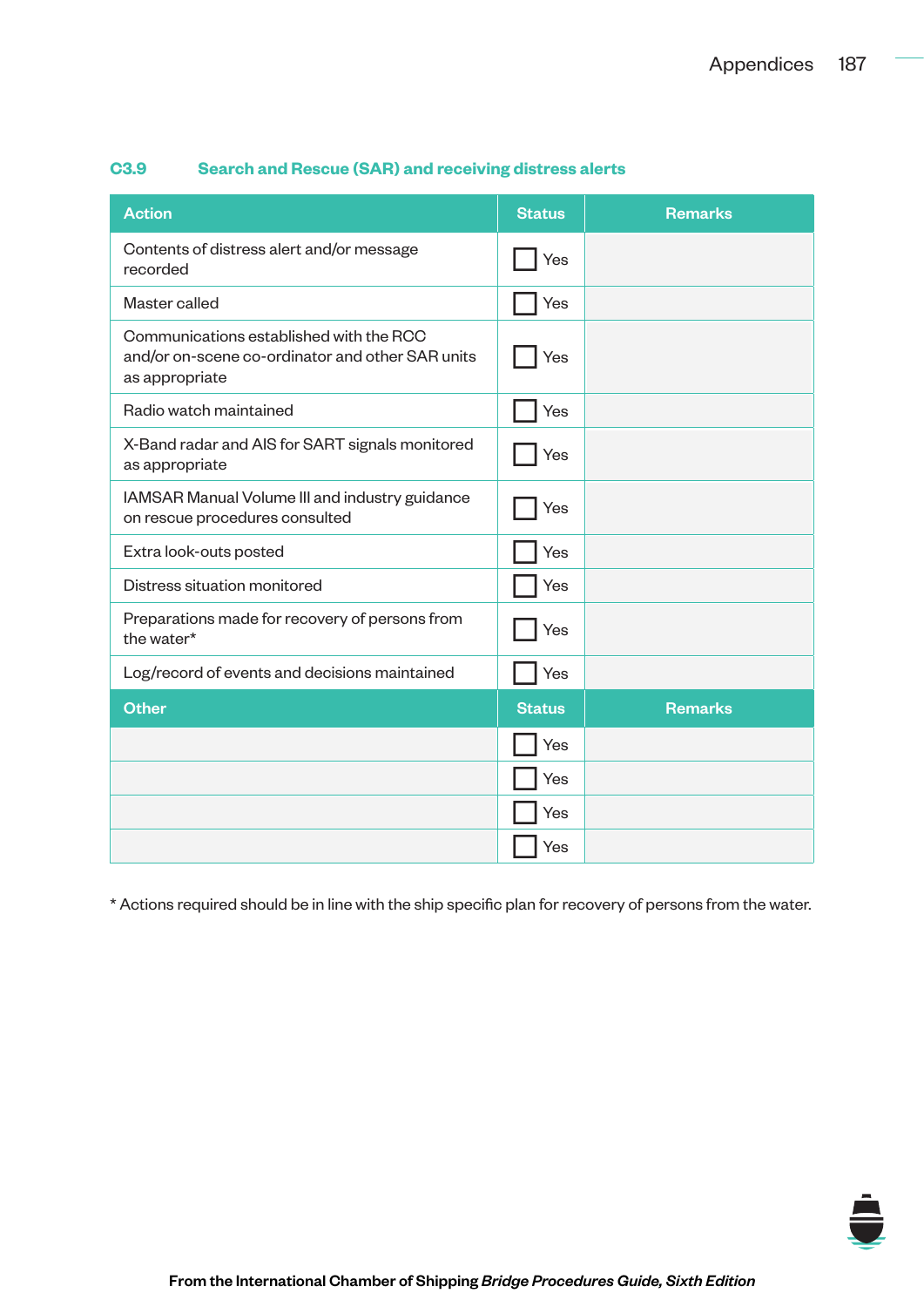### C3.9 Search and Rescue (SAR) and receiving distress alerts

| Action | Status | Remarks |
| --- | --- | --- |
| Contents of distress alert and/or message recorded | ☐ Yes | |
| Master called | ☐ Yes | |
| Communications established with the RCC and/or on-scene co-ordinator and other SAR units as appropriate | ☐ Yes | |
| Radio watch maintained | ☐ Yes | |
| X-Band radar and AIS for SART signals monitored as appropriate | ☐ Yes | |
| IAMSAR Manual Volume III and industry guidance on rescue procedures consulted | ☐ Yes | |
| Extra look-outs posted | ☐ Yes | |
| Distress situation monitored | ☐ Yes | |
| Preparations made for recovery of persons from the water* | ☐ Yes | |
| Log/record of events and decisions maintained | ☐ Yes | |
| **Other** | **Status** | **Remarks** |
| | ☐ Yes | |
| | ☐ Yes | |
| | ☐ Yes | |
| | ☐ Yes | |

* Actions required should be in line with the ship specific plan for recovery of persons from the water.

From the International Chamber of Shipping *Bridge Procedures Guide, Sixth Edition*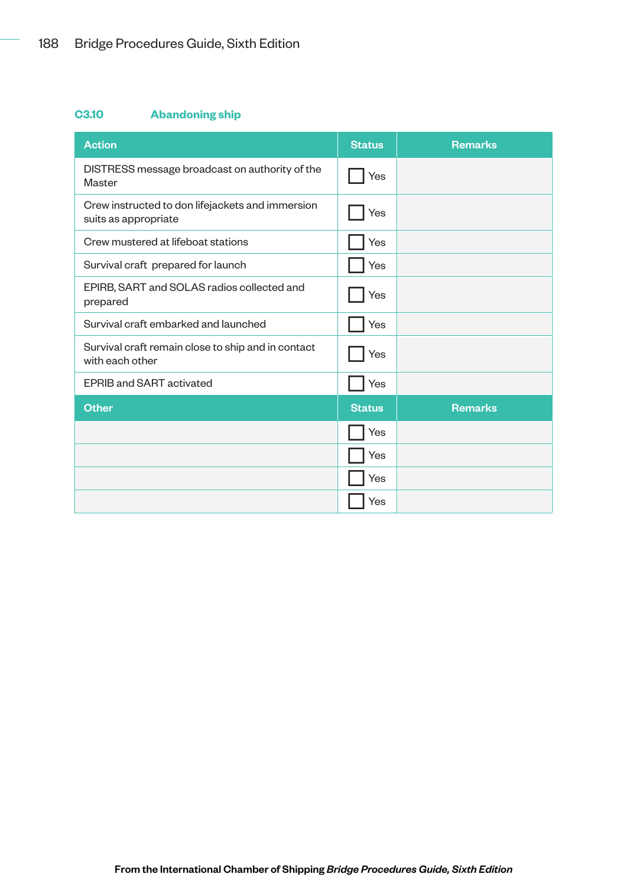## C3.10 Abandoning ship

| Action | Status | Remarks |
|---|---|---|
| DISTRESS message broadcast on authority of the Master | ☐ Yes | |
| Crew instructed to don lifejackets and immersion suits as appropriate | ☐ Yes | |
| Crew mustered at lifeboat stations | ☐ Yes | |
| Survival craft prepared for launch | ☐ Yes | |
| EPIRB, SART and SOLAS radios collected and prepared | ☐ Yes | |
| Survival craft embarked and launched | ☐ Yes | |
| Survival craft remain close to ship and in contact with each other | ☐ Yes | |
| EPRIB and SART activated | ☐ Yes | |
| **Other** | **Status** | **Remarks** |
| | ☐ Yes | |
| | ☐ Yes | |
| | ☐ Yes | |
| | ☐ Yes | |

From the International Chamber of Shipping *Bridge Procedures Guide, Sixth Edition*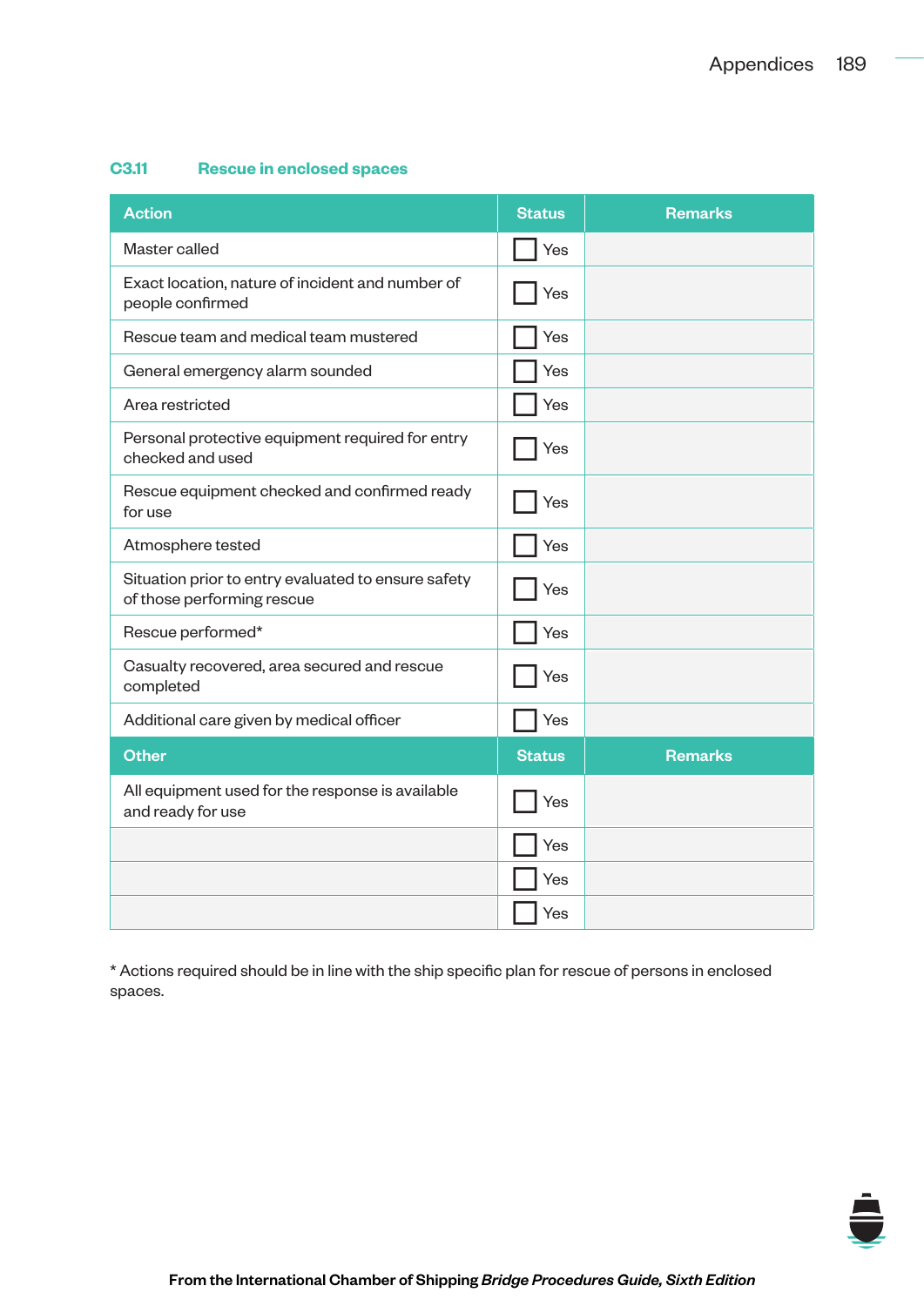### C3.11 Rescue in enclosed spaces

| Action | Status | Remarks |
|---|---|---|
| Master called | ☐ Yes | |
| Exact location, nature of incident and number of people confirmed | ☐ Yes | |
| Rescue team and medical team mustered | ☐ Yes | |
| General emergency alarm sounded | ☐ Yes | |
| Area restricted | ☐ Yes | |
| Personal protective equipment required for entry checked and used | ☐ Yes | |
| Rescue equipment checked and confirmed ready for use | ☐ Yes | |
| Atmosphere tested | ☐ Yes | |
| Situation prior to entry evaluated to ensure safety of those performing rescue | ☐ Yes | |
| Rescue performed* | ☐ Yes | |
| Casualty recovered, area secured and rescue completed | ☐ Yes | |
| Additional care given by medical officer | ☐ Yes | |
| **Other** | **Status** | **Remarks** |
| All equipment used for the response is available and ready for use | ☐ Yes | |
| | ☐ Yes | |
| | ☐ Yes | |
| | ☐ Yes | |

* Actions required should be in line with the ship specific plan for rescue of persons in enclosed spaces.

**From the International Chamber of Shipping *Bridge Procedures Guide, Sixth Edition***